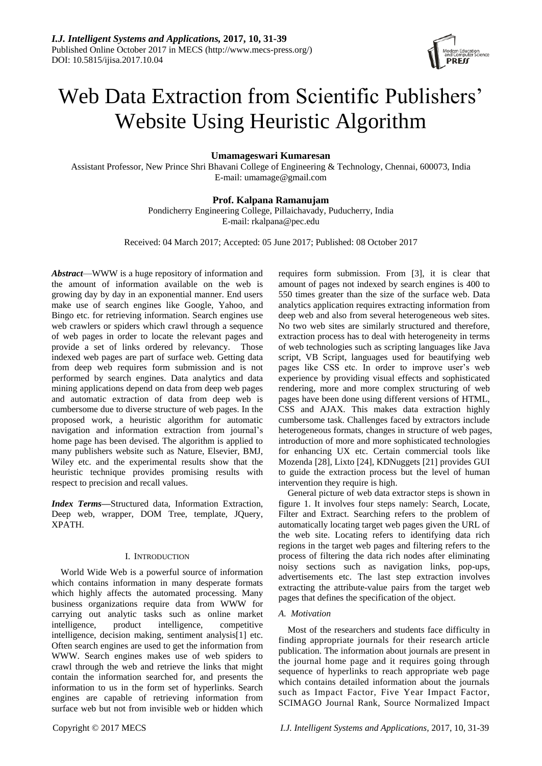# Web Data Extraction from Scientific Publishers' Website Using Heuristic Algorithm

**Umamageswari Kumaresan**

Assistant Professor, New Prince Shri Bhavani College of Engineering & Technology, Chennai, 600073, India
E-mail: umamage@gmail.com

**Prof. Kalpana Ramanujam**

Pondicherry Engineering College, Pillaichavady, Puducherry, India
E-mail: rkalpana@pec.edu

Received: 04 March 2017; Accepted: 05 June 2017; Published: 08 October 2017

***Abstract*****—**WWW is a huge repository of information and the amount of information available on the web is growing day by day in an exponential manner. End users make use of search engines like Google, Yahoo, and Bingo etc. for retrieving information. Search engines use web crawlers or spiders which crawl through a sequence of web pages in order to locate the relevant pages and provide a set of links ordered by relevancy. Those indexed web pages are part of surface web. Getting data from deep web requires form submission and is not performed by search engines. Data analytics and data mining applications depend on data from deep web pages and automatic extraction of data from deep web is cumbersome due to diverse structure of web pages. In the proposed work, a heuristic algorithm for automatic navigation and information extraction from journal's home page has been devised. The algorithm is applied to many publishers website such as Nature, Elsevier, BMJ, Wiley etc. and the experimental results show that the heuristic technique provides promising results with respect to precision and recall values.

***Index Terms*****—**Structured data, Information Extraction, Deep web, wrapper, DOM Tree, template, JQuery, XPATH.

## I. INTRODUCTION

World Wide Web is a powerful source of information which contains information in many desperate formats which highly affects the automated processing. Many business organizations require data from WWW for carrying out analytic tasks such as online market intelligence, product intelligence, competitive intelligence, decision making, sentiment analysis[1] etc. Often search engines are used to get the information from WWW. Search engines makes use of web spiders to crawl through the web and retrieve the links that might contain the information searched for, and presents the information to us in the form set of hyperlinks. Search engines are capable of retrieving information from surface web but not from invisible web or hidden which requires form submission. From [3], it is clear that amount of pages not indexed by search engines is 400 to 550 times greater than the size of the surface web. Data analytics application requires extracting information from deep web and also from several heterogeneous web sites. No two web sites are similarly structured and therefore, extraction process has to deal with heterogeneity in terms of web technologies such as scripting languages like Java script, VB Script, languages used for beautifying web pages like CSS etc. In order to improve user's web experience by providing visual effects and sophisticated rendering, more and more complex structuring of web pages have been done using different versions of HTML, CSS and AJAX. This makes data extraction highly cumbersome task. Challenges faced by extractors include heterogeneous formats, changes in structure of web pages, introduction of more and more sophisticated technologies for enhancing UX etc. Certain commercial tools like Mozenda [28], Lixto [24], KDNuggets [21] provides GUI to guide the extraction process but the level of human intervention they require is high.

General picture of web data extractor steps is shown in figure 1. It involves four steps namely: Search, Locate, Filter and Extract. Searching refers to the problem of automatically locating target web pages given the URL of the web site. Locating refers to identifying data rich regions in the target web pages and filtering refers to the process of filtering the data rich nodes after eliminating noisy sections such as navigation links, pop-ups, advertisements etc. The last step extraction involves extracting the attribute-value pairs from the target web pages that defines the specification of the object.

### *A. Motivation*

Most of the researchers and students face difficulty in finding appropriate journals for their research article publication. The information about journals are present in the journal home page and it requires going through sequence of hyperlinks to reach appropriate web page which contains detailed information about the journals such as Impact Factor, Five Year Impact Factor, SCIMAGO Journal Rank, Source Normalized Impact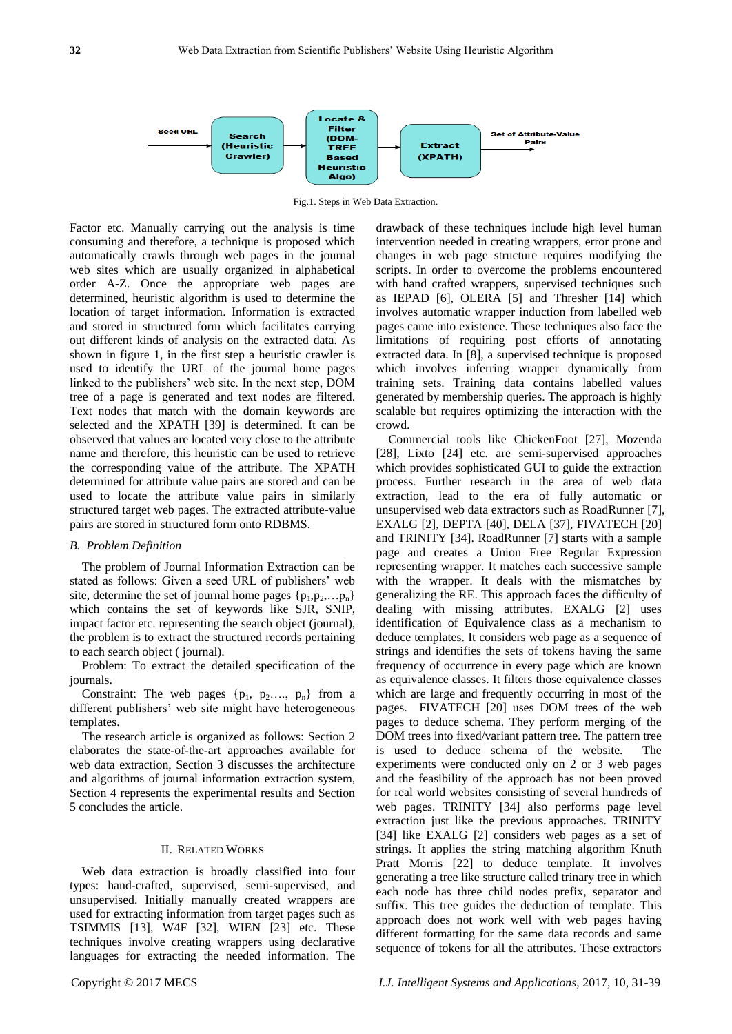Seed URL → Search (Heuristic Crawler) → Locate & Filter (DOM-TREE Based Heuristic Algo) → Extract (XPATH) → Set of Attribute-Value Pairs

Fig.1. Steps in Web Data Extraction.

Factor etc. Manually carrying out the analysis is time consuming and therefore, a technique is proposed which automatically crawls through web pages in the journal web sites which are usually organized in alphabetical order A-Z. Once the appropriate web pages are determined, heuristic algorithm is used to determine the location of target information. Information is extracted and stored in structured form which facilitates carrying out different kinds of analysis on the extracted data. As shown in figure 1, in the first step a heuristic crawler is used to identify the URL of the journal home pages linked to the publishers' web site. In the next step, DOM tree of a page is generated and text nodes are filtered. Text nodes that match with the domain keywords are selected and the XPATH [39] is determined. It can be observed that values are located very close to the attribute name and therefore, this heuristic can be used to retrieve the corresponding value of the attribute. The XPATH determined for attribute value pairs are stored and can be used to locate the attribute value pairs in similarly structured target web pages. The extracted attribute-value pairs are stored in structured form onto RDBMS.

### B. Problem Definition

The problem of Journal Information Extraction can be stated as follows: Given a seed URL of publishers' web site, determine the set of journal home pages $\{p_1,p_2,\ldots p_n\}$ which contains the set of keywords like SJR, SNIP, impact factor etc. representing the search object (journal), the problem is to extract the structured records pertaining to each search object ( journal).

Problem: To extract the detailed specification of the journals.

Constraint: The web pages $\{p_1, p_2\ldots, p_n\}$ from a different publishers' web site might have heterogeneous templates.

The research article is organized as follows: Section 2 elaborates the state-of-the-art approaches available for web data extraction, Section 3 discusses the architecture and algorithms of journal information extraction system, Section 4 represents the experimental results and Section 5 concludes the article.

## II. Related Works

Web data extraction is broadly classified into four types: hand-crafted, supervised, semi-supervised, and unsupervised. Initially manually created wrappers are used for extracting information from target pages such as TSIMMIS [13], W4F [32], WIEN [23] etc. These techniques involve creating wrappers using declarative languages for extracting the needed information. The drawback of these techniques include high level human intervention needed in creating wrappers, error prone and changes in web page structure requires modifying the scripts. In order to overcome the problems encountered with hand crafted wrappers, supervised techniques such as IEPAD [6], OLERA [5] and Thresher [14] which involves automatic wrapper induction from labelled web pages came into existence. These techniques also face the limitations of requiring post efforts of annotating extracted data. In [8], a supervised technique is proposed which involves inferring wrapper dynamically from training sets. Training data contains labelled values generated by membership queries. The approach is highly scalable but requires optimizing the interaction with the crowd.

Commercial tools like ChickenFoot [27], Mozenda [28], Lixto [24] etc. are semi-supervised approaches which provides sophisticated GUI to guide the extraction process. Further research in the area of web data extraction, lead to the era of fully automatic or unsupervised web data extractors such as RoadRunner [7], EXALG [2], DEPTA [40], DELA [37], FIVATECH [20] and TRINITY [34]. RoadRunner [7] starts with a sample page and creates a Union Free Regular Expression representing wrapper. It matches each successive sample with the wrapper. It deals with the mismatches by generalizing the RE. This approach faces the difficulty of dealing with missing attributes. EXALG [2] uses identification of Equivalence class as a mechanism to deduce templates. It considers web page as a sequence of strings and identifies the sets of tokens having the same frequency of occurrence in every page which are known as equivalence classes. It filters those equivalence classes which are large and frequently occurring in most of the pages. FIVATECH [20] uses DOM trees of the web pages to deduce schema. They perform merging of the DOM trees into fixed/variant pattern tree. The pattern tree is used to deduce schema of the website. The experiments were conducted only on 2 or 3 web pages and the feasibility of the approach has not been proved for real world websites consisting of several hundreds of web pages. TRINITY [34] also performs page level extraction just like the previous approaches. TRINITY [34] like EXALG [2] considers web pages as a set of strings. It applies the string matching algorithm Knuth Pratt Morris [22] to deduce template. It involves generating a tree like structure called trinary tree in which each node has three child nodes prefix, separator and suffix. This tree guides the deduction of template. This approach does not work well with web pages having different formatting for the same data records and same sequence of tokens for all the attributes. These extractors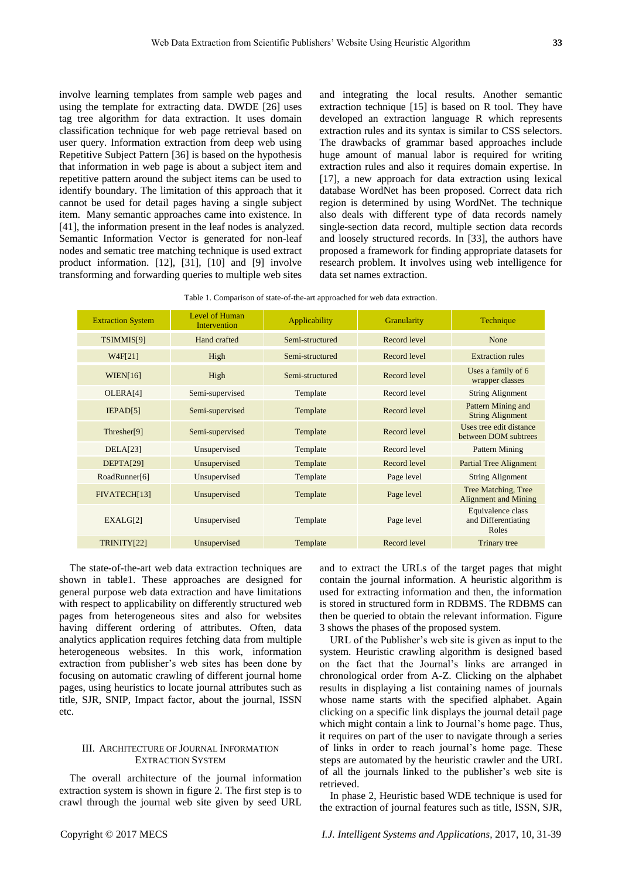involve learning templates from sample web pages and using the template for extracting data. DWDE [26] uses tag tree algorithm for data extraction. It uses domain classification technique for web page retrieval based on user query. Information extraction from deep web using Repetitive Subject Pattern [36] is based on the hypothesis that information in web page is about a subject item and repetitive pattern around the subject items can be used to identify boundary. The limitation of this approach that it cannot be used for detail pages having a single subject item. Many semantic approaches came into existence. In [41], the information present in the leaf nodes is analyzed. Semantic Information Vector is generated for non-leaf nodes and sematic tree matching technique is used extract product information. [12], [31], [10] and [9] involve transforming and forwarding queries to multiple web sites and integrating the local results. Another semantic extraction technique [15] is based on R tool. They have developed an extraction language R which represents extraction rules and its syntax is similar to CSS selectors. The drawbacks of grammar based approaches include huge amount of manual labor is required for writing extraction rules and also it requires domain expertise. In [17], a new approach for data extraction using lexical database WordNet has been proposed. Correct data rich region is determined by using WordNet. The technique also deals with different type of data records namely single-section data record, multiple section data records and loosely structured records. In [33], the authors have proposed a framework for finding appropriate datasets for research problem. It involves using web intelligence for data set names extraction.

Table 1. Comparison of state-of-the-art approached for web data extraction.

| Extraction System | Level of Human Intervention | Applicability | Granularity | Technique |
|---|---|---|---|---|
| TSIMMIS[9] | Hand crafted | Semi-structured | Record level | None |
| W4F[21] | High | Semi-structured | Record level | Extraction rules |
| WIEN[16] | High | Semi-structured | Record level | Uses a family of 6 wrapper classes |
| OLERA[4] | Semi-supervised | Template | Record level | String Alignment |
| IEPAD[5] | Semi-supervised | Template | Record level | Pattern Mining and String Alignment |
| Thresher[9] | Semi-supervised | Template | Record level | Uses tree edit distance between DOM subtrees |
| DELA[23] | Unsupervised | Template | Record level | Pattern Mining |
| DEPTA[29] | Unsupervised | Template | Record level | Partial Tree Alignment |
| RoadRunner[6] | Unsupervised | Template | Page level | String Alignment |
| FIVATECH[13] | Unsupervised | Template | Page level | Tree Matching, Tree Alignment and Mining |
| EXALG[2] | Unsupervised | Template | Page level | Equivalence class and Differentiating Roles |
| TRINITY[22] | Unsupervised | Template | Record level | Trinary tree |

The state-of-the-art web data extraction techniques are shown in table1. These approaches are designed for general purpose web data extraction and have limitations with respect to applicability on differently structured web pages from heterogeneous sites and also for websites having different ordering of attributes. Often, data analytics application requires fetching data from multiple heterogeneous websites. In this work, information extraction from publisher's web sites has been done by focusing on automatic crawling of different journal home pages, using heuristics to locate journal attributes such as title, SJR, SNIP, Impact factor, about the journal, ISSN etc.

## III. Architecture of Journal Information Extraction System

The overall architecture of the journal information extraction system is shown in figure 2. The first step is to crawl through the journal web site given by seed URL and to extract the URLs of the target pages that might contain the journal information. A heuristic algorithm is used for extracting information and then, the information is stored in structured form in RDBMS. The RDBMS can then be queried to obtain the relevant information. Figure 3 shows the phases of the proposed system.

URL of the Publisher's web site is given as input to the system. Heuristic crawling algorithm is designed based on the fact that the Journal's links are arranged in chronological order from A-Z. Clicking on the alphabet results in displaying a list containing names of journals whose name starts with the specified alphabet. Again clicking on a specific link displays the journal detail page which might contain a link to Journal's home page. Thus, it requires on part of the user to navigate through a series of links in order to reach journal's home page. These steps are automated by the heuristic crawler and the URL of all the journals linked to the publisher's web site is retrieved.

In phase 2, Heuristic based WDE technique is used for the extraction of journal features such as title, ISSN, SJR,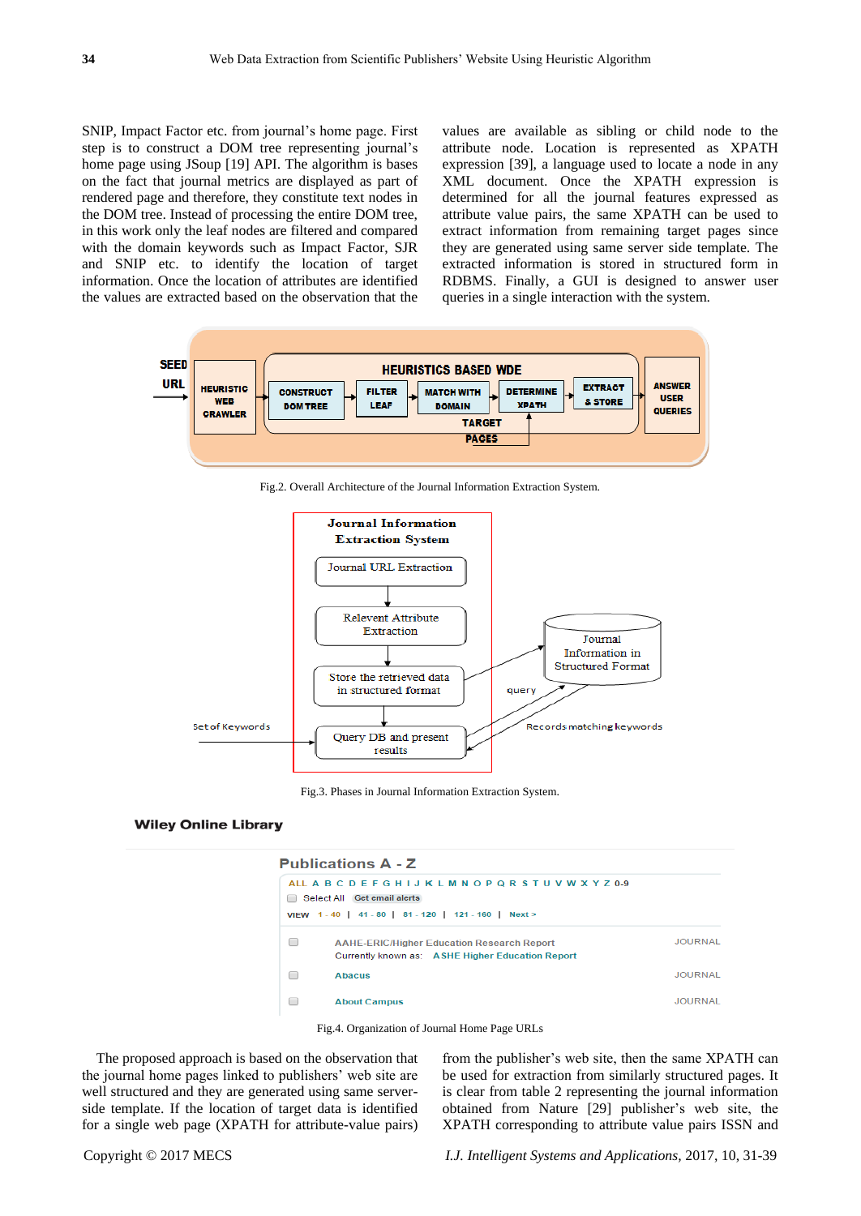SNIP, Impact Factor etc. from journal's home page. First step is to construct a DOM tree representing journal's home page using JSoup [19] API. The algorithm is bases on the fact that journal metrics are displayed as part of rendered page and therefore, they constitute text nodes in the DOM tree. Instead of processing the entire DOM tree, in this work only the leaf nodes are filtered and compared with the domain keywords such as Impact Factor, SJR and SNIP etc. to identify the location of target information. Once the location of attributes are identified the values are extracted based on the observation that the values are available as sibling or child node to the attribute node. Location is represented as XPATH expression [39], a language used to locate a node in any XML document. Once the XPATH expression is determined for all the journal features expressed as attribute value pairs, the same XPATH can be used to extract information from remaining target pages since they are generated using same server side template. The extracted information is stored in structured form in RDBMS. Finally, a GUI is designed to answer user queries in a single interaction with the system.

Fig.2. Overall Architecture of the Journal Information Extraction System.

Fig.3. Phases in Journal Information Extraction System.

Fig.4. Organization of Journal Home Page URLs

The proposed approach is based on the observation that the journal home pages linked to publishers' web site are well structured and they are generated using same server-side template. If the location of target data is identified for a single web page (XPATH for attribute-value pairs) from the publisher's web site, then the same XPATH can be used for extraction from similarly structured pages. It is clear from table 2 representing the journal information obtained from Nature [29] publisher's web site, the XPATH corresponding to attribute value pairs ISSN and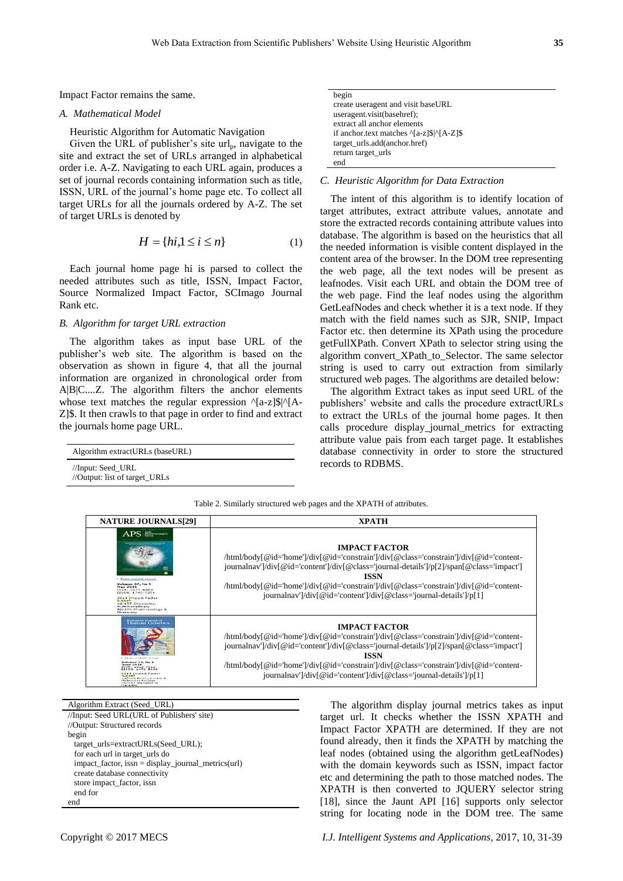Impact Factor remains the same.

### *A. Mathematical Model*

Heuristic Algorithm for Automatic Navigation

Given the URL of publisher's site $url_p$, navigate to the site and extract the set of URLs arranged in alphabetical order i.e. A-Z. Navigating to each URL again, produces a set of journal records containing information such as title, ISSN, URL of the journal's home page etc. To collect all target URLs for all the journals ordered by A-Z. The set of target URLs is denoted by

$$H = \{hi, 1 \le i \le n\} \qquad (1)$$

Each journal home page hi is parsed to collect the needed attributes such as title, ISSN, Impact Factor, Source Normalized Impact Factor, SCImago Journal Rank etc.

### *B. Algorithm for target URL extraction*

The algorithm takes as input base URL of the publisher's web site. The algorithm is based on the observation as shown in figure 4, that all the journal information are organized in chronological order from A|B|C....Z. The algorithm filters the anchor elements whose text matches the regular expression ^[a-z]$|^[A-Z]$. It then crawls to that page in order to find and extract the journals home page URL.

```
Algorithm extractURLs (baseURL)
//Input: Seed_URL
//Output: list of target_URLs
begin
create useragent and visit baseURL
useragent.visit(basehref);
extract all anchor elements
if anchor.text matches ^[a-z]$|^[A-Z]$
target_urls.add(anchor.href)
return target_urls
end
```

### *C. Heuristic Algorithm for Data Extraction*

The intent of this algorithm is to identify location of target attributes, extract attribute values, annotate and store the extracted records containing attribute values into database. The algorithm is based on the heuristics that all the needed information is visible content displayed in the content area of the browser. In the DOM tree representing the web page, all the text nodes will be present as leafnodes. Visit each URL and obtain the DOM tree of the web page. Find the leaf nodes using the algorithm GetLeafNodes and check whether it is a text node. If they match with the field names such as SJR, SNIP, Impact Factor etc. then determine its XPath using the procedure getFullXPath. Convert XPath to selector string using the algorithm convert_XPath_to_Selector. The same selector string is used to carry out extraction from similarly structured web pages. The algorithms are detailed below:

The algorithm Extract takes as input seed URL of the publishers' website and calls the procedure extractURLs to extract the URLs of the journal home pages. It then calls procedure display_journal_metrics for extracting attribute value pais from each target page. It establishes database connectivity in order to store the structured records to RDBMS.

Table 2. Similarly structured web pages and the XPATH of attributes.

| NATURE JOURNALS[29] | XPATH |
|---|---|
| APS Acta Pharmacologica Sinica (journal cover) Volume 37, No 5 May 2016 ISSN: 1671-4083 EISSN: 1745-7254 2014 Impact Factor 44/157 Chemistry, Multidisciplinary 90/255 Pharmacology & Pharmacy | **IMPACT FACTOR** /html/body[@id='home']/div[@id='constrain']/div[@class='constrain']/div[@id='content-journalnav']/div[@id='content']/div[@class='journal-details']/p[2]/span[@class='impact'] **ISSN** /html/body[@id='home']/div[@id='constrain']/div[@class='constrain']/div[@id='content-journalnav']/div[@id='content']/div[@class='journal-details']/p[1] |
| European Journal of Human Genetics (journal cover) | **IMPACT FACTOR** /html/body[@id='home']/div[@id='constrain']/div[@class='constrain']/div[@id='content-journalnav']/div[@id='content']/div[@class='journal-details']/p[2]/span[@class='impact'] **ISSN** /html/body[@id='home']/div[@id='constrain']/div[@class='constrain']/div[@id='content-journalnav']/div[@id='content']/div[@class='journal-details']/p[1] |

```
Algorithm Extract (Seed_URL)
//Input: Seed URL(URL of Publishers' site)
//Output: Structured records
begin
  target_urls=extractURLs(Seed_URL);
  for each url in target_urls do
  impact_factor, issn = display_journal_metrics(url)
  create database connectivity
  store impact_factor, issn
  end for
end
```

The algorithm display journal metrics takes as input target url. It checks whether the ISSN XPATH and Impact Factor XPATH are determined. If they are not found already, then it finds the XPATH by matching the leaf nodes (obtained using the algorithm getLeafNodes) with the domain keywords such as ISSN, impact factor etc and determining the path to those matched nodes. The XPATH is then converted to JQUERY selector string [18], since the Jaunt API [16] supports only selector string for locating node in the DOM tree. The same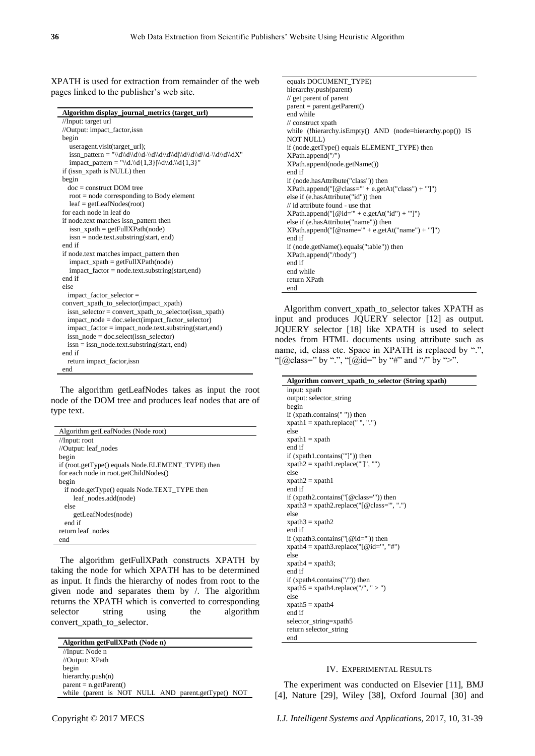XPATH is used for extraction from remainder of the web pages linked to the publisher's web site.

```
Algorithm display_journal_metrics (target_url)
//Input: target url
//Output: impact_factor,issn
begin
   useragent.visit(target_url);
   issn_pattern = "\\d\\d\\d\\d-\\d\\d\\d\\d|\\d\\d\\d\\d-\\d\\d\\dX"
   impact_pattern = "\\d.\\d{1,3}|\\d\\d.\\d{1,3}"
if (issn_xpath is NULL) then
begin
  doc = construct DOM tree
  root = node corresponding to Body element
  leaf = getLeafNodes(root)
for each node in leaf do
if node.text matches issn_pattern then
   issn_xpath = getFullXPath(node)
   issn = node.text.substring(start, end)
end if
if node.text matches impact_pattern then
   impact_xpath = getFullXPath(node)
   impact_factor = node.text.substring(start,end)
end if
else
  impact_factor_selector =
convert_xpath_to_selector(impact_xpath)
  issn_selector = convert_xpath_to_selector(issn_xpath)
  impact_node = doc.select(impact_factor_selector)
  impact_factor = impact_node.text.substring(start,end)
  issn_node = doc.select(issn_selector)
  issn = issn_node.text.substring(start, end)
end if
  return impact_factor,issn
end
```

The algorithm getLeafNodes takes as input the root node of the DOM tree and produces leaf nodes that are of type text.

```
Algorithm getLeafNodes (Node root)
//Input: root
//Output: leaf_nodes
begin
if (root.getType() equals Node.ELEMENT_TYPE) then
for each node in root.getChildNodes()
begin
  if node.getType() equals Node.TEXT_TYPE then
     leaf_nodes.add(node)
  else
     getLeafNodes(node)
  end if
return leaf_nodes
end
```

The algorithm getFullXPath constructs XPATH by taking the node for which XPATH has to be determined as input. It finds the hierarchy of nodes from root to the given node and separates them by /. The algorithm returns the XPATH which is converted to corresponding selector string using the algorithm convert_xpath_to_selector.

```
Algorithm getFullXPath (Node n)
//Input: Node n
//Output: XPath
begin
hierarchy.push(n)
parent = n.getParent()
while (parent is NOT NULL AND parent.getType() NOT
equals DOCUMENT_TYPE)
hierarchy.push(parent)
// get parent of parent
parent = parent.getParent()
end while
// construct xpath
while (!hierarchy.isEmpty() AND (node=hierarchy.pop()) IS
NOT NULL)
if (node.getType() equals ELEMENT_TYPE) then
XPath.append("/")
XPath.append(node.getName())
end if
if (node.hasAttribute("class")) then
XPath.append("[@class='" + e.getAt("class") + "']")
else if (e.hasAttribute("id")) then
// id attribute found - use that
XPath.append("[@id='" + e.getAt("id") + "']")
else if (e.hasAttribute("name")) then
XPath.append("[@name='" + e.getAt("name") + "']")
end if
if (node.getName().equals("table")) then
XPath.append("/tbody")
end if
end while
return XPath
end
```

Algorithm convert_xpath_to_selector takes XPATH as input and produces JQUERY selector [12] as output. JQUERY selector [18] like XPATH is used to select nodes from HTML documents using attribute such as name, id, class etc. Space in XPATH is replaced by ".", "[@class=" by ".", "[@id=" by "#" and "/" by ">".

```
Algorithm convert_xpath_to_selector (String xpath)
input: xpath
output: selector_string
begin
if (xpath.contains(" ")) then
xpath1 = xpath.replace(" ", ".")
else
xpath1 = xpath
end if
if (xpath1.contains("']")) then
xpath2 = xpath1.replace("']", "")
else
xpath2 = xpath1
end if
if (xpath2.contains("[@class='")) then
xpath3 = xpath2.replace("[@class='", ".")
else
xpath3 = xpath2
end if
if (xpath3.contains("[@id='")) then
xpath4 = xpath3.replace("[@id='", "#")
else
xpath4 = xpath3;
end if
if (xpath4.contains("/")) then
xpath5 = xpath4.replace("/", " > ")
else
xpath5 = xpath4
end if
selector_string=xpath5
return selector_string
end
```

## IV. Experimental Results

The experiment was conducted on Elsevier [11], BMJ [4], Nature [29], Wiley [38], Oxford Journal [30] and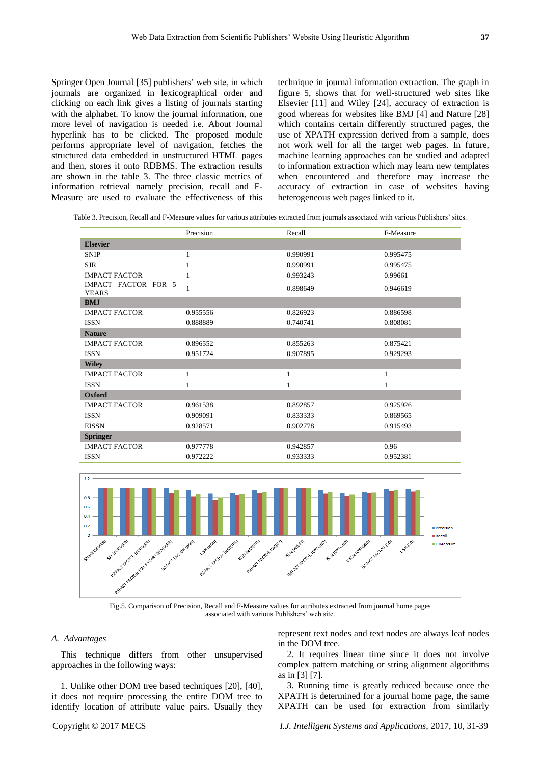Springer Open Journal [35] publishers' web site, in which journals are organized in lexicographical order and clicking on each link gives a listing of journals starting with the alphabet. To know the journal information, one more level of navigation is needed i.e. About Journal hyperlink has to be clicked. The proposed module performs appropriate level of navigation, fetches the structured data embedded in unstructured HTML pages and then, stores it onto RDBMS. The extraction results are shown in the table 3. The three classic metrics of information retrieval namely precision, recall and F-Measure are used to evaluate the effectiveness of this technique in journal information extraction. The graph in figure 5, shows that for well-structured web sites like Elsevier [11] and Wiley [24], accuracy of extraction is good whereas for websites like BMJ [4] and Nature [28] which contains certain differently structured pages, the use of XPATH expression derived from a sample, does not work well for all the target web pages. In future, machine learning approaches can be studied and adapted to information extraction which may learn new templates when encountered and therefore may increase the accuracy of extraction in case of websites having heterogeneous web pages linked to it.

Table 3. Precision, Recall and F-Measure values for various attributes extracted from journals associated with various Publishers' sites.

| | Precision | Recall | F-Measure |
|---|---|---|---|
| **Elsevier** | | | |
| SNIP | 1 | 0.990991 | 0.995475 |
| SJR | 1 | 0.990991 | 0.995475 |
| IMPACT FACTOR | 1 | 0.993243 | 0.99661 |
| IMPACT FACTOR FOR 5 YEARS | 1 | 0.898649 | 0.946619 |
| **BMJ** | | | |
| IMPACT FACTOR | 0.955556 | 0.826923 | 0.886598 |
| ISSN | 0.888889 | 0.740741 | 0.808081 |
| **Nature** | | | |
| IMPACT FACTOR | 0.896552 | 0.855263 | 0.875421 |
| ISSN | 0.951724 | 0.907895 | 0.929293 |
| **Wiley** | | | |
| IMPACT FACTOR | 1 | 1 | 1 |
| ISSN | 1 | 1 | 1 |
| **Oxford** | | | |
| IMPACT FACTOR | 0.961538 | 0.892857 | 0.925926 |
| ISSN | 0.909091 | 0.833333 | 0.869565 |
| EISSN | 0.928571 | 0.902778 | 0.915493 |
| **Springer** | | | |
| IMPACT FACTOR | 0.977778 | 0.942857 | 0.96 |
| ISSN | 0.972222 | 0.933333 | 0.952381 |

Fig.5. Comparison of Precision, Recall and F-Measure values for attributes extracted from journal home pages associated with various Publishers' web site.

### A. Advantages

This technique differs from other unsupervised approaches in the following ways:

1. Unlike other DOM tree based techniques [20], [40], it does not require processing the entire DOM tree to identify location of attribute value pairs. Usually they represent text nodes and text nodes are always leaf nodes in the DOM tree.

2. It requires linear time since it does not involve complex pattern matching or string alignment algorithms as in [3] [7].

3. Running time is greatly reduced because once the XPATH is determined for a journal home page, the same XPATH can be used for extraction from similarly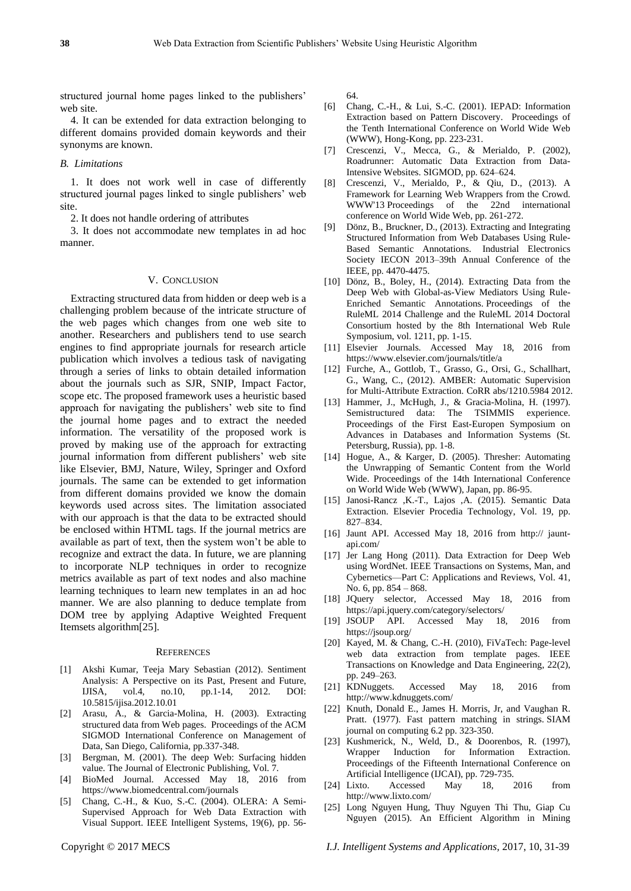structured journal home pages linked to the publishers' web site.

4. It can be extended for data extraction belonging to different domains provided domain keywords and their synonyms are known.

### *B. Limitations*

1. It does not work well in case of differently structured journal pages linked to single publishers' web site.

2. It does not handle ordering of attributes

3. It does not accommodate new templates in ad hoc manner.

## V. Conclusion

Extracting structured data from hidden or deep web is a challenging problem because of the intricate structure of the web pages which changes from one web site to another. Researchers and publishers tend to use search engines to find appropriate journals for research article publication which involves a tedious task of navigating through a series of links to obtain detailed information about the journals such as SJR, SNIP, Impact Factor, scope etc. The proposed framework uses a heuristic based approach for navigating the publishers' web site to find the journal home pages and to extract the needed information. The versatility of the proposed work is proved by making use of the approach for extracting journal information from different publishers' web site like Elsevier, BMJ, Nature, Wiley, Springer and Oxford journals. The same can be extended to get information from different domains provided we know the domain keywords used across sites. The limitation associated with our approach is that the data to be extracted should be enclosed within HTML tags. If the journal metrics are available as part of text, then the system won't be able to recognize and extract the data. In future, we are planning to incorporate NLP techniques in order to recognize metrics available as part of text nodes and also machine learning techniques to learn new templates in an ad hoc manner. We are also planning to deduce template from DOM tree by applying Adaptive Weighted Frequent Itemsets algorithm[25].

## References

[1] Akshi Kumar, Teeja Mary Sebastian (2012). Sentiment Analysis: A Perspective on its Past, Present and Future, IJISA, vol.4, no.10, pp.1-14, 2012. DOI: 10.5815/ijisa.2012.10.01

[2] Arasu, A., & Garcia-Molina, H. (2003). Extracting structured data from Web pages. Proceedings of the ACM SIGMOD International Conference on Management of Data, San Diego, California, pp.337-348.

[3] Bergman, M. (2001). The deep Web: Surfacing hidden value. The Journal of Electronic Publishing, Vol. 7.

[4] BioMed Journal. Accessed May 18, 2016 from https://www.biomedcentral.com/journals

[5] Chang, C.-H., & Kuo, S.-C. (2004). OLERA: A Semi-Supervised Approach for Web Data Extraction with Visual Support. IEEE Intelligent Systems, 19(6), pp. 56-64.

[6] Chang, C.-H., & Lui, S.-C. (2001). IEPAD: Information Extraction based on Pattern Discovery. Proceedings of the Tenth International Conference on World Wide Web (WWW), Hong-Kong, pp. 223-231.

[7] Crescenzi, V., Mecca, G., & Merialdo, P. (2002), Roadrunner: Automatic Data Extraction from Data-Intensive Websites. SIGMOD, pp. 624–624.

[8] Crescenzi, V., Merialdo, P., & Qiu, D., (2013). A Framework for Learning Web Wrappers from the Crowd. WWW'13 Proceedings of the 22nd international conference on World Wide Web, pp. 261-272.

[9] Dönz, B., Bruckner, D., (2013). Extracting and Integrating Structured Information from Web Databases Using Rule-Based Semantic Annotations. Industrial Electronics Society IECON 2013–39th Annual Conference of the IEEE, pp. 4470-4475.

[10] Dönz, B., Boley, H., (2014). Extracting Data from the Deep Web with Global-as-View Mediators Using Rule-Enriched Semantic Annotations. Proceedings of the RuleML 2014 Challenge and the RuleML 2014 Doctoral Consortium hosted by the 8th International Web Rule Symposium, vol. 1211, pp. 1-15.

[11] Elsevier Journals. Accessed May 18, 2016 from https://www.elsevier.com/journals/title/a

[12] Furche, A., Gottlob, T., Grasso, G., Orsi, G., Schallhart, G., Wang, C., (2012). AMBER: Automatic Supervision for Multi-Attribute Extraction. CoRR abs/1210.5984 2012.

[13] Hammer, J., McHugh, J., & Gracia-Molina, H. (1997). Semistructured data: The TSIMMIS experience. Proceedings of the First East-Europen Symposium on Advances in Databases and Information Systems (St. Petersburg, Russia), pp. 1-8.

[14] Hogue, A., & Karger, D. (2005). Thresher: Automating the Unwrapping of Semantic Content from the World Wide. Proceedings of the 14th International Conference on World Wide Web (WWW), Japan, pp. 86-95.

[15] Janosi-Rancz ,K.-T., Lajos ,A. (2015). Semantic Data Extraction. Elsevier Procedia Technology, Vol. 19, pp. 827–834.

[16] Jaunt API. Accessed May 18, 2016 from http:// jaunt-api.com/

[17] Jer Lang Hong (2011). Data Extraction for Deep Web using WordNet. IEEE Transactions on Systems, Man, and Cybernetics—Part C: Applications and Reviews, Vol. 41, No. 6, pp. 854 – 868.

[18] JQuery selector, Accessed May 18, 2016 from https://api.jquery.com/category/selectors/

[19] JSOUP API. Accessed May 18, 2016 from https://jsoup.org/

[20] Kayed, M. & Chang, C.-H. (2010), FiVaTech: Page-level web data extraction from template pages. IEEE Transactions on Knowledge and Data Engineering, 22(2), pp. 249–263.

[21] KDNuggets. Accessed May 18, 2016 from http://www.kdnuggets.com/

[22] Knuth, Donald E., James H. Morris, Jr, and Vaughan R. Pratt. (1977). Fast pattern matching in strings. SIAM journal on computing 6.2 pp. 323-350.

[23] Kushmerick, N., Weld, D., & Doorenbos, R. (1997), Wrapper Induction for Information Extraction. Proceedings of the Fifteenth International Conference on Artificial Intelligence (IJCAI), pp. 729-735.

[24] Lixto. Accessed May 18, 2016 from http://www.lixto.com/

[25] Long Nguyen Hung, Thuy Nguyen Thi Thu, Giap Cu Nguyen (2015). An Efficient Algorithm in Mining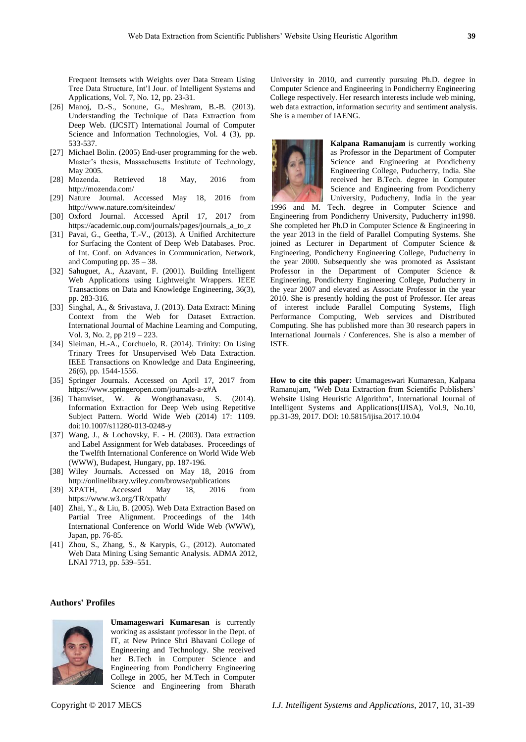Frequent Itemsets with Weights over Data Stream Using Tree Data Structure, Int'l Jour. of Intelligent Systems and Applications, Vol. 7, No. 12, pp. 23-31.

[26] Manoj, D.-S., Sonune, G., Meshram, B.-B. (2013). Understanding the Technique of Data Extraction from Deep Web. (IJCSIT) International Journal of Computer Science and Information Technologies, Vol. 4 (3), pp. 533-537.

[27] Michael Bolin. (2005) End-user programming for the web. Master's thesis, Massachusetts Institute of Technology, May 2005.

[28] Mozenda. Retrieved 18 May, 2016 from http://mozenda.com/

[29] Nature Journal. Accessed May 18, 2016 from http://www.nature.com/siteindex/

[30] Oxford Journal. Accessed April 17, 2017 from https://academic.oup.com/journals/pages/journals_a_to_z

[31] Pavai, G., Geetha, T.-V., (2013). A Unified Architecture for Surfacing the Content of Deep Web Databases. Proc. of Int. Conf. on Advances in Communication, Network, and Computing pp. 35 – 38.

[32] Sahuguet, A., Azavant, F. (2001). Building Intelligent Web Applications using Lightweight Wrappers. IEEE Transactions on Data and Knowledge Engineering, 36(3), pp. 283-316.

[33] Singhal, A., & Srivastava, J. (2013). Data Extract: Mining Context from the Web for Dataset Extraction. International Journal of Machine Learning and Computing, Vol. 3, No. 2, pp 219 – 223.

[34] Sleiman, H.-A., Corchuelo, R. (2014). Trinity: On Using Trinary Trees for Unsupervised Web Data Extraction. IEEE Transactions on Knowledge and Data Engineering, 26(6), pp. 1544-1556.

[35] Springer Journals. Accessed on April 17, 2017 from https://www.springeropen.com/journals-a-z#A

[36] Thamviset, W. & Wongthanavasu, S. (2014). Information Extraction for Deep Web using Repetitive Subject Pattern. World Wide Web (2014) 17: 1109. doi:10.1007/s11280-013-0248-y

[37] Wang, J., & Lochovsky, F. - H. (2003). Data extraction and Label Assignment for Web databases. Proceedings of the Twelfth International Conference on World Wide Web (WWW), Budapest, Hungary, pp. 187-196.

[38] Wiley Journals. Accessed on May 18, 2016 from http://onlinelibrary.wiley.com/browse/publications

[39] XPATH, Accessed May 18, 2016 from https://www.w3.org/TR/xpath/

[40] Zhai, Y., & Liu, B. (2005). Web Data Extraction Based on Partial Tree Alignment. Proceedings of the 14th International Conference on World Wide Web (WWW), Japan, pp. 76-85.

[41] Zhou, S., Zhang, S., & Karypis, G., (2012). Automated Web Data Mining Using Semantic Analysis. ADMA 2012, LNAI 7713, pp. 539–551.

### Authors' Profiles

**Umamageswari Kumaresan** is currently working as assistant professor in the Dept. of IT, at New Prince Shri Bhavani College of Engineering and Technology. She received her B.Tech in Computer Science and Engineering from Pondicherry Engineering College in 2005, her M.Tech in Computer Science and Engineering from Bharath University in 2010, and currently pursuing Ph.D. degree in Computer Science and Engineering in Pondicherrry Engineering College respectively. Her research interests include web mining, web data extraction, information security and sentiment analysis. She is a member of IAENG.

**Kalpana Ramanujam** is currently working as Professor in the Department of Computer Science and Engineering at Pondicherry Engineering College, Puducherry, India. She received her B.Tech. degree in Computer Science and Engineering from Pondicherry University, Puducherry, India in the year 1996 and M. Tech. degree in Computer Science and Engineering from Pondicherry University, Puducherry in1998. She completed her Ph.D in Computer Science & Engineering in the year 2013 in the field of Parallel Computing Systems. She joined as Lecturer in Department of Computer Science & Engineering, Pondicherry Engineering College, Puducherry in the year 2000. Subsequently she was promoted as Assistant Professor in the Department of Computer Science & Engineering, Pondicherry Engineering College, Puducherry in the year 2007 and elevated as Associate Professor in the year 2010. She is presently holding the post of Professor. Her areas of interest include Parallel Computing Systems, High Performance Computing, Web services and Distributed Computing. She has published more than 30 research papers in International Journals / Conferences. She is also a member of ISTE.

**How to cite this paper:** Umamageswari Kumaresan, Kalpana Ramanujam, "Web Data Extraction from Scientific Publishers' Website Using Heuristic Algorithm", International Journal of Intelligent Systems and Applications(IJISA), Vol.9, No.10, pp.31-39, 2017. DOI: 10.5815/ijisa.2017.10.04